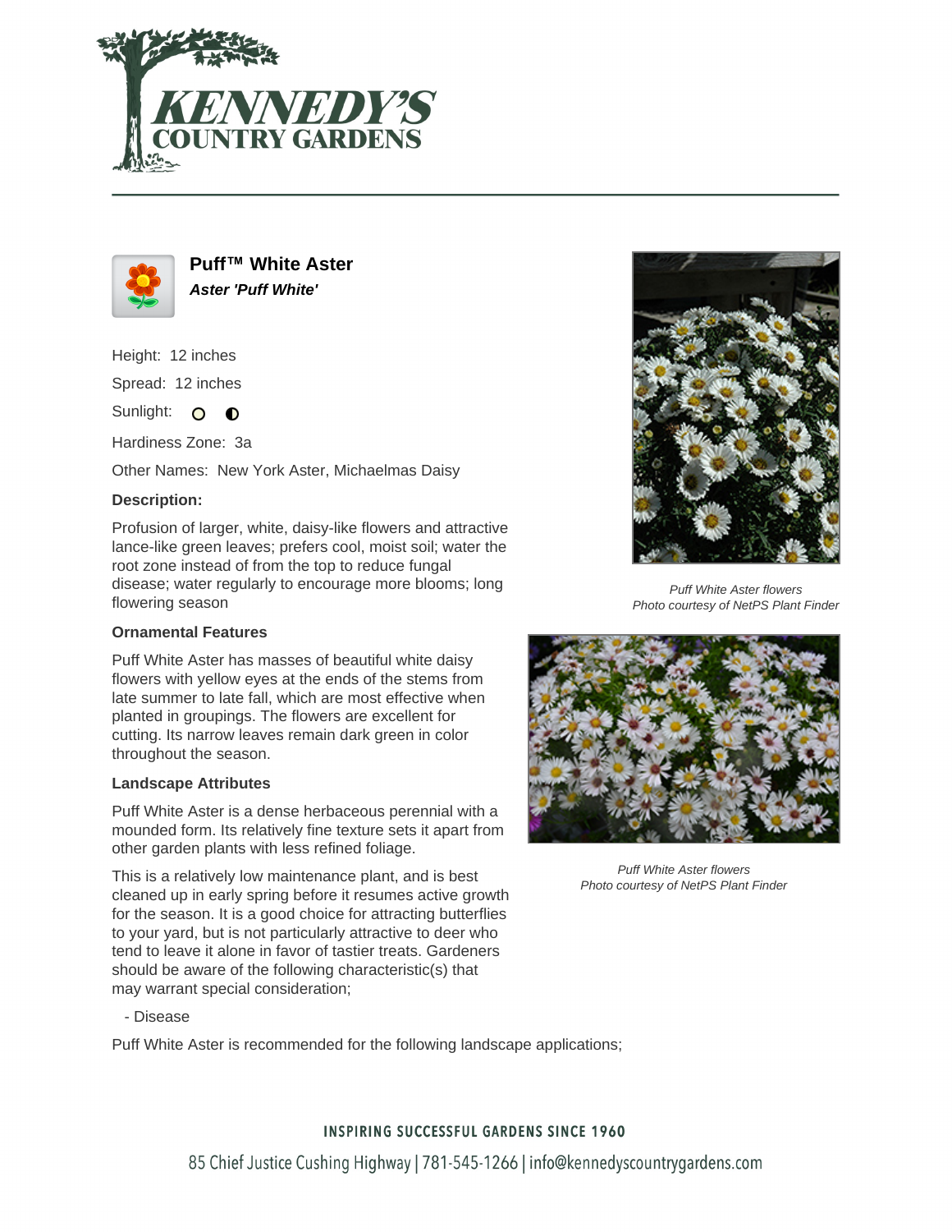# KENNEDY'S COUNTRY GARDENS

## Puff™ White Aster

***Aster 'Puff White'***

Height: 12 inches

Spread: 12 inches

Sunlight:

Hardiness Zone: 3a

Other Names: New York Aster, Michaelmas Daisy

**Description:**

Profusion of larger, white, daisy-like flowers and attractive lance-like green leaves; prefers cool, moist soil; water the root zone instead of from the top to reduce fungal disease; water regularly to encourage more blooms; long flowering season

### Ornamental Features

Puff White Aster has masses of beautiful white daisy flowers with yellow eyes at the ends of the stems from late summer to late fall, which are most effective when planted in groupings. The flowers are excellent for cutting. Its narrow leaves remain dark green in color throughout the season.

### Landscape Attributes

Puff White Aster is a dense herbaceous perennial with a mounded form. Its relatively fine texture sets it apart from other garden plants with less refined foliage.

This is a relatively low maintenance plant, and is best cleaned up in early spring before it resumes active growth for the season. It is a good choice for attracting butterflies to your yard, but is not particularly attractive to deer who tend to leave it alone in favor of tastier treats. Gardeners should be aware of the following characteristic(s) that may warrant special consideration;

- Disease

Puff White Aster is recommended for the following landscape applications;

*Puff White Aster flowers*
*Photo courtesy of NetPS Plant Finder*

*Puff White Aster flowers*
*Photo courtesy of NetPS Plant Finder*

INSPIRING SUCCESSFUL GARDENS SINCE 1960

85 Chief Justice Cushing Highway | 781-545-1266 | info@kennedyscountrygardens.com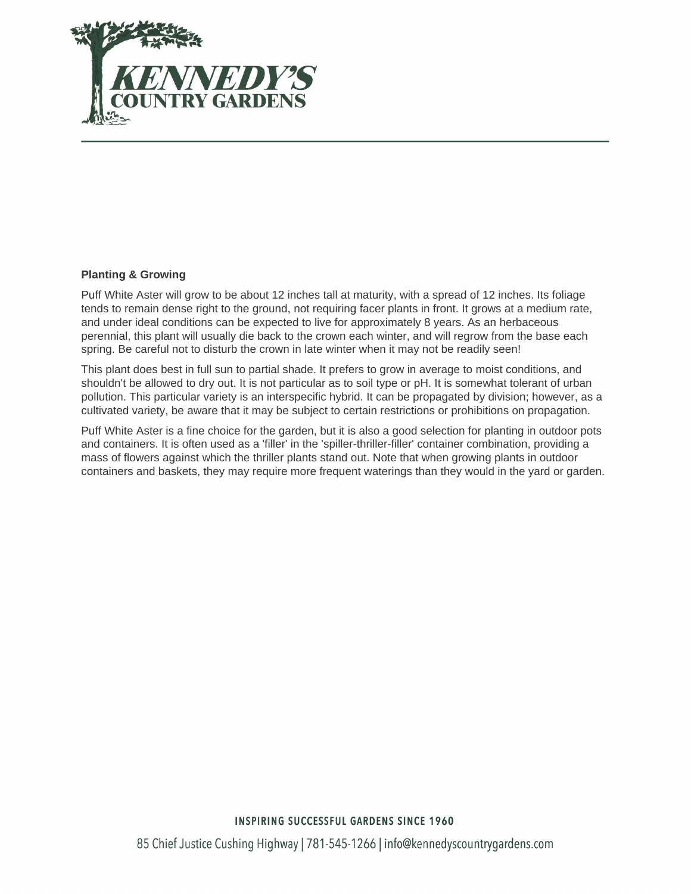**Planting & Growing**

Puff White Aster will grow to be about 12 inches tall at maturity, with a spread of 12 inches. Its foliage tends to remain dense right to the ground, not requiring facer plants in front. It grows at a medium rate, and under ideal conditions can be expected to live for approximately 8 years. As an herbaceous perennial, this plant will usually die back to the crown each winter, and will regrow from the base each spring. Be careful not to disturb the crown in late winter when it may not be readily seen!

This plant does best in full sun to partial shade. It prefers to grow in average to moist conditions, and shouldn't be allowed to dry out. It is not particular as to soil type or pH. It is somewhat tolerant of urban pollution. This particular variety is an interspecific hybrid. It can be propagated by division; however, as a cultivated variety, be aware that it may be subject to certain restrictions or prohibitions on propagation.

Puff White Aster is a fine choice for the garden, but it is also a good selection for planting in outdoor pots and containers. It is often used as a 'filler' in the 'spiller-thriller-filler' container combination, providing a mass of flowers against which the thriller plants stand out. Note that when growing plants in outdoor containers and baskets, they may require more frequent waterings than they would in the yard or garden.